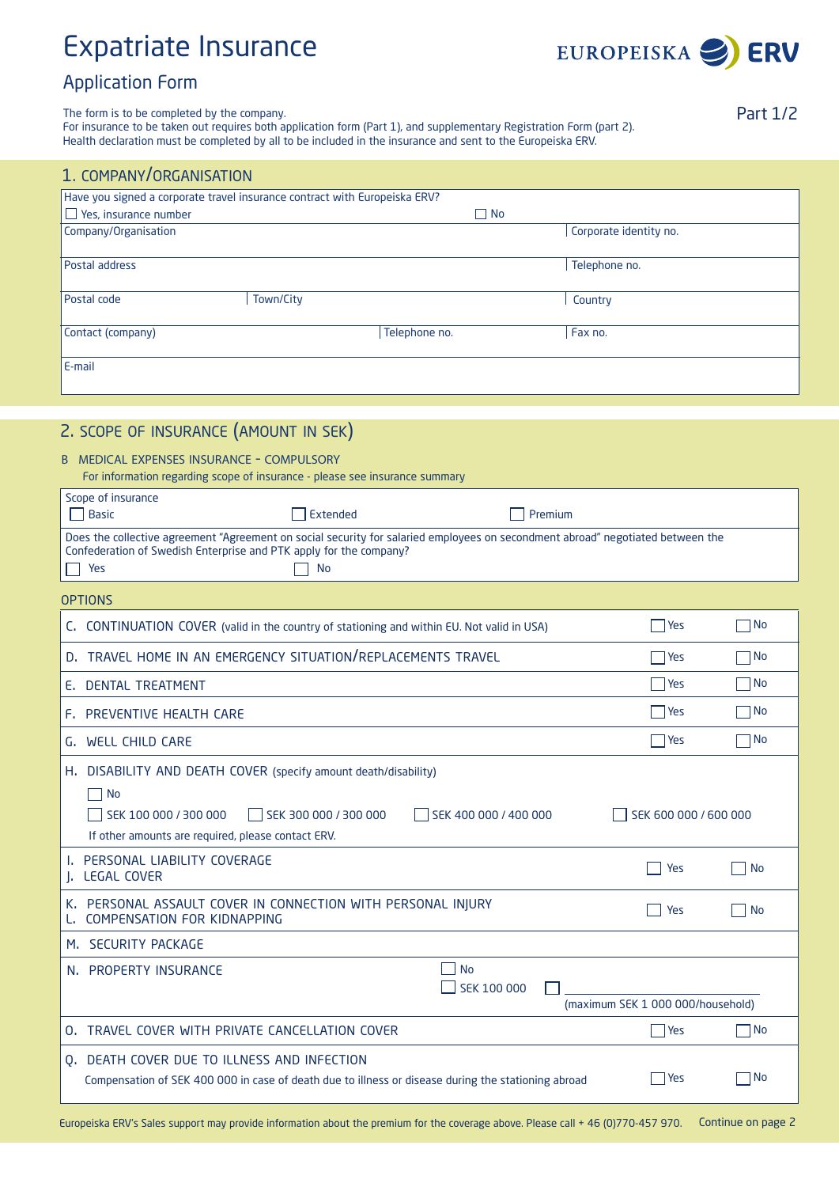# Expatriate Insurance

## Application Form

EUROPEISKA ERV

Part 1/2

The form is to be completed by the company.
For insurance to be taken out requires both application form (Part 1), and supplementary Registration Form (part 2).
Health declaration must be completed by all to be included in the insurance and sent to the Europeiska ERV.

## 1. COMPANY/ORGANISATION

Have you signed a corporate travel insurance contract with Europeiska ERV?
☐ Yes, insurance number ☐ No

| Company/Organisation | | Corporate identity no. |
|---|---|---|
| Postal address | | Telephone no. |
| Postal code | Town/City | Country |
| Contact (company) | Telephone no. | Fax no. |
| E-mail | | |

## 2. SCOPE OF INSURANCE (AMOUNT IN SEK)

B MEDICAL EXPENSES INSURANCE - COMPULSORY
For information regarding scope of insurance - please see insurance summary

Scope of insurance
☐ Basic ☐ Extended ☐ Premium

Does the collective agreement "Agreement on social security for salaried employees on secondment abroad" negotiated between the Confederation of Swedish Enterprise and PTK apply for the company?
☐ Yes ☐ No

### OPTIONS

| Option | Yes | No |
|---|---|---|
| C. CONTINUATION COVER (valid in the country of stationing and within EU. Not valid in USA) | ☐ Yes | ☐ No |
| D. TRAVEL HOME IN AN EMERGENCY SITUATION/REPLACEMENTS TRAVEL | ☐ Yes | ☐ No |
| E. DENTAL TREATMENT | ☐ Yes | ☐ No |
| F. PREVENTIVE HEALTH CARE | ☐ Yes | ☐ No |
| G. WELL CHILD CARE | ☐ Yes | ☐ No |

H. DISABILITY AND DEATH COVER (specify amount death/disability)
☐ No
☐ SEK 100 000 / 300 000 ☐ SEK 300 000 / 300 000 ☐ SEK 400 000 / 400 000 ☐ SEK 600 000 / 600 000
If other amounts are required, please contact ERV.

| Option | Yes | No |
|---|---|---|
| I. PERSONAL LIABILITY COVERAGE<br>J. LEGAL COVER | ☐ Yes | ☐ No |
| K. PERSONAL ASSAULT COVER IN CONNECTION WITH PERSONAL INJURY<br>L. COMPENSATION FOR KIDNAPPING | ☐ Yes | ☐ No |

M. SECURITY PACKAGE

N. PROPERTY INSURANCE
☐ No
☐ SEK 100 000 ☐ ________ (maximum SEK 1 000 000/household)

| Option | Yes | No |
|---|---|---|
| O. TRAVEL COVER WITH PRIVATE CANCELLATION COVER | ☐ Yes | ☐ No |
| Q. DEATH COVER DUE TO ILLNESS AND INFECTION<br>Compensation of SEK 400 000 in case of death due to illness or disease during the stationing abroad | ☐ Yes | ☐ No |

Europeiska ERV's Sales support may provide information about the premium for the coverage above. Please call + 46 (0)770-457 970.

Continue on page 2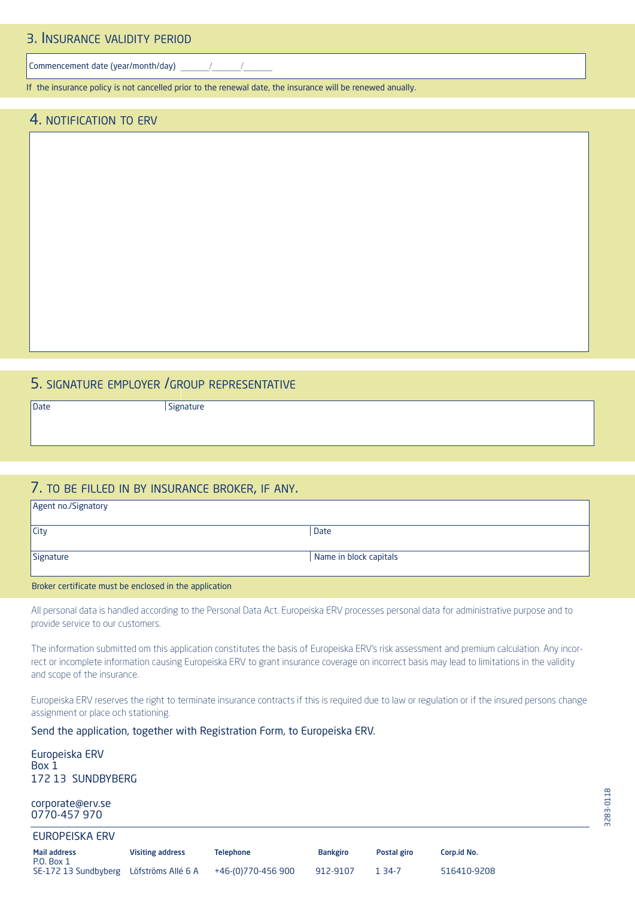## 3. Insurance validity period

Commencement date (year/month/day) ______/______/______

If the insurance policy is not cancelled prior to the renewal date, the insurance will be renewed anually.

## 4. Notification to ERV

## 5. Signature employer /group representative

| Date | Signature |
|---|---|
| | |

## 7. To be filled in by insurance broker, if any.

| | |
|---|---|
| Agent no./Signatory | |
| City | Date |
| Signature | Name in block capitals |

Broker certificate must be enclosed in the application

All personal data is handled according to the Personal Data Act. Europeiska ERV processes personal data for administrative purpose and to provide service to our customers.

The information submitted om this application constitutes the basis of Europeiska ERV's risk assessment and premium calculation. Any incorrect or incomplete information causing Europeiska ERV to grant insurance coverage on incorrect basis may lead to limitations in the validity and scope of the insurance.

Europeiska ERV reserves the right to terminate insurance contracts if this is required due to law or regulation or if the insured persons change assignment or place och stationing.

Send the application, together with Registration Form, to Europeiska ERV.

Europeiska ERV
Box 1
172 13 SUNDBYBERG

corporate@erv.se
0770-457 970

3283-0118

EUROPEISKA ERV

| Mail address | Visiting address | Telephone | Bankgiro | Postal giro | Corp.id No. |
|---|---|---|---|---|---|
| P.O. Box 1<br>SE-172 13 Sundbyberg | Löfströms Allé 6 A | +46-(0)770-456 900 | 912-9107 | 1 34-7 | 516410-9208 |